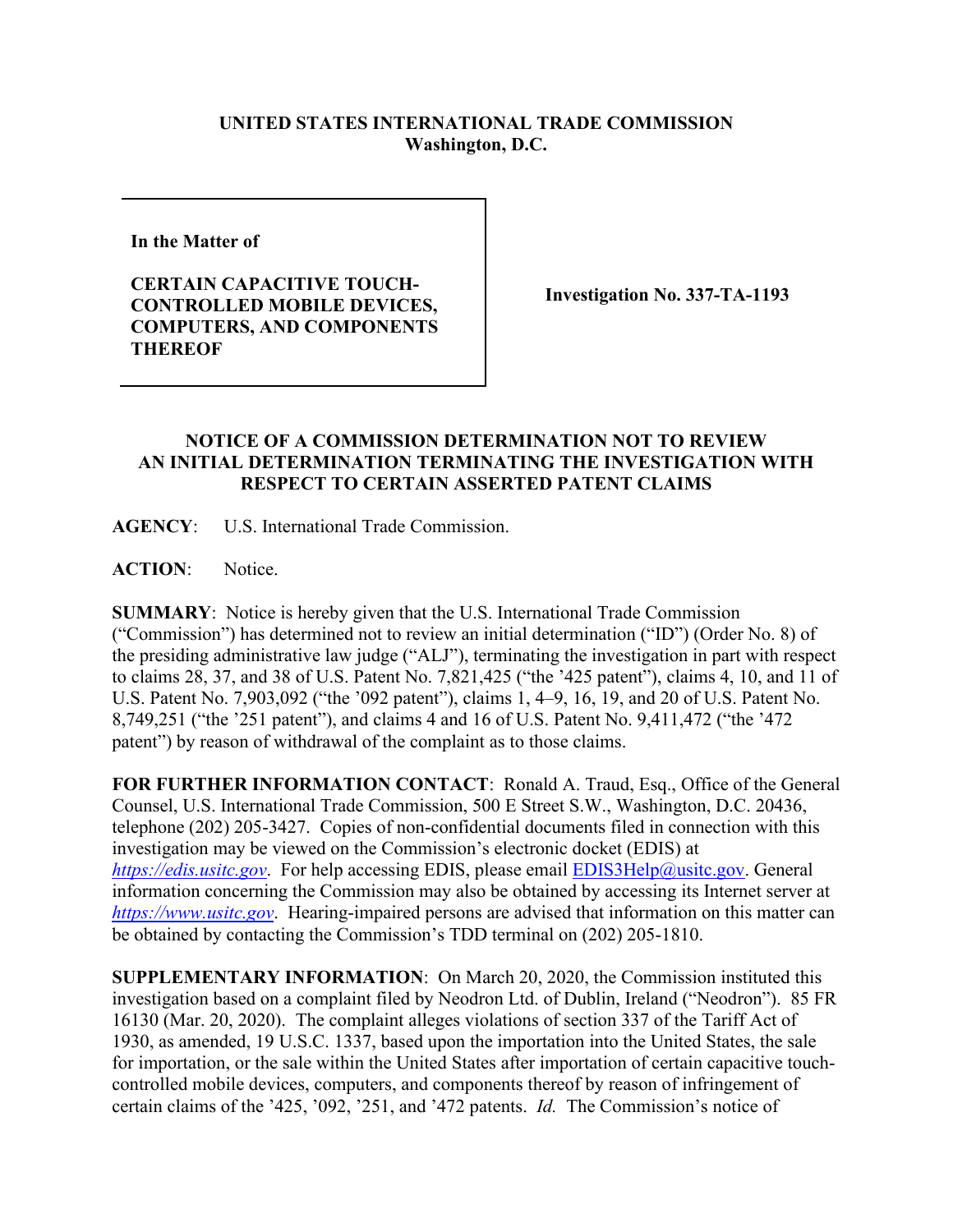**UNITED STATES INTERNATIONAL TRADE COMMISSION**
**Washington, D.C.**

| **In the Matter of**<br><br>**CERTAIN CAPACITIVE TOUCH-CONTROLLED MOBILE DEVICES, COMPUTERS, AND COMPONENTS THEREOF** | **Investigation No. 337-TA-1193** |
|---|---|

## NOTICE OF A COMMISSION DETERMINATION NOT TO REVIEW AN INITIAL DETERMINATION TERMINATING THE INVESTIGATION WITH RESPECT TO CERTAIN ASSERTED PATENT CLAIMS

**AGENCY**: U.S. International Trade Commission.

**ACTION**: Notice.

**SUMMARY**: Notice is hereby given that the U.S. International Trade Commission ("Commission") has determined not to review an initial determination ("ID") (Order No. 8) of the presiding administrative law judge ("ALJ"), terminating the investigation in part with respect to claims 28, 37, and 38 of U.S. Patent No. 7,821,425 ("the '425 patent"), claims 4, 10, and 11 of U.S. Patent No. 7,903,092 ("the '092 patent"), claims 1, 4–9, 16, 19, and 20 of U.S. Patent No. 8,749,251 ("the '251 patent"), and claims 4 and 16 of U.S. Patent No. 9,411,472 ("the '472 patent") by reason of withdrawal of the complaint as to those claims.

**FOR FURTHER INFORMATION CONTACT**: Ronald A. Traud, Esq., Office of the General Counsel, U.S. International Trade Commission, 500 E Street S.W., Washington, D.C. 20436, telephone (202) 205-3427. Copies of non-confidential documents filed in connection with this investigation may be viewed on the Commission's electronic docket (EDIS) at *https://edis.usitc.gov*. For help accessing EDIS, please email EDIS3Help@usitc.gov. General information concerning the Commission may also be obtained by accessing its Internet server at *https://www.usitc.gov*. Hearing-impaired persons are advised that information on this matter can be obtained by contacting the Commission's TDD terminal on (202) 205-1810.

**SUPPLEMENTARY INFORMATION**: On March 20, 2020, the Commission instituted this investigation based on a complaint filed by Neodron Ltd. of Dublin, Ireland ("Neodron"). 85 FR 16130 (Mar. 20, 2020). The complaint alleges violations of section 337 of the Tariff Act of 1930, as amended, 19 U.S.C. 1337, based upon the importation into the United States, the sale for importation, or the sale within the United States after importation of certain capacitive touch-controlled mobile devices, computers, and components thereof by reason of infringement of certain claims of the '425, '092, '251, and '472 patents. *Id.* The Commission's notice of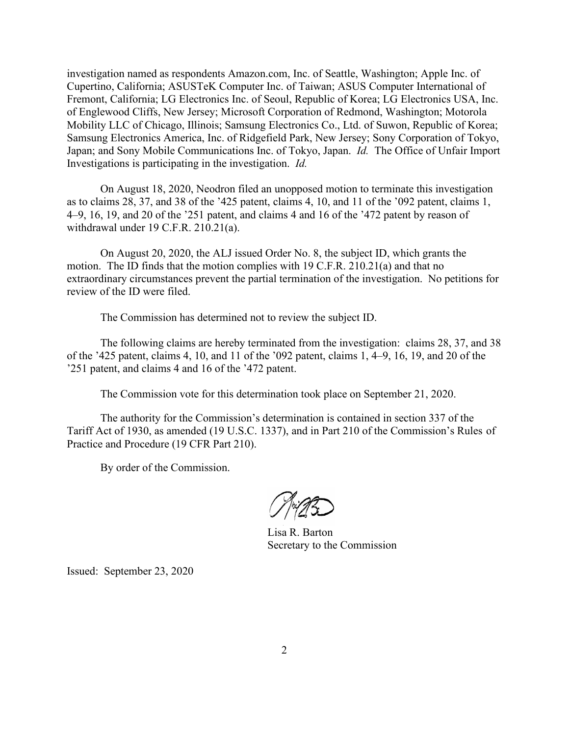investigation named as respondents Amazon.com, Inc. of Seattle, Washington; Apple Inc. of Cupertino, California; ASUSTeK Computer Inc. of Taiwan; ASUS Computer International of Fremont, California; LG Electronics Inc. of Seoul, Republic of Korea; LG Electronics USA, Inc. of Englewood Cliffs, New Jersey; Microsoft Corporation of Redmond, Washington; Motorola Mobility LLC of Chicago, Illinois; Samsung Electronics Co., Ltd. of Suwon, Republic of Korea; Samsung Electronics America, Inc. of Ridgefield Park, New Jersey; Sony Corporation of Tokyo, Japan; and Sony Mobile Communications Inc. of Tokyo, Japan. *Id.* The Office of Unfair Import Investigations is participating in the investigation. *Id.*

On August 18, 2020, Neodron filed an unopposed motion to terminate this investigation as to claims 28, 37, and 38 of the '425 patent, claims 4, 10, and 11 of the '092 patent, claims 1, 4–9, 16, 19, and 20 of the '251 patent, and claims 4 and 16 of the '472 patent by reason of withdrawal under 19 C.F.R. 210.21(a).

On August 20, 2020, the ALJ issued Order No. 8, the subject ID, which grants the motion. The ID finds that the motion complies with 19 C.F.R. 210.21(a) and that no extraordinary circumstances prevent the partial termination of the investigation. No petitions for review of the ID were filed.

The Commission has determined not to review the subject ID.

The following claims are hereby terminated from the investigation: claims 28, 37, and 38 of the '425 patent, claims 4, 10, and 11 of the '092 patent, claims 1, 4–9, 16, 19, and 20 of the '251 patent, and claims 4 and 16 of the '472 patent.

The Commission vote for this determination took place on September 21, 2020.

The authority for the Commission's determination is contained in section 337 of the Tariff Act of 1930, as amended (19 U.S.C. 1337), and in Part 210 of the Commission's Rules of Practice and Procedure (19 CFR Part 210).

By order of the Commission.

Lisa R. Barton
Secretary to the Commission

Issued: September 23, 2020